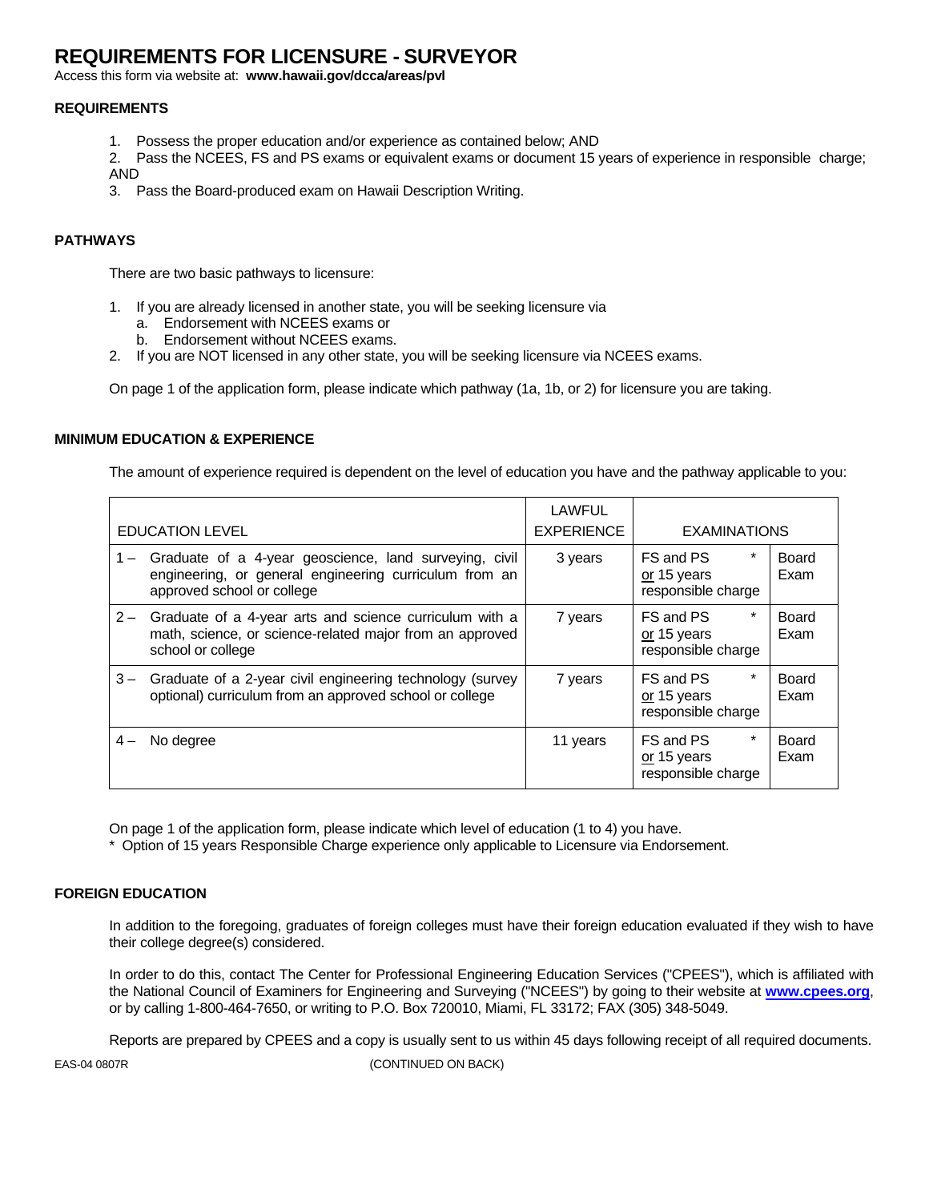# REQUIREMENTS FOR LICENSURE - SURVEYOR

Access this form via website at: **www.hawaii.gov/dcca/areas/pvl**

### REQUIREMENTS

1. Possess the proper education and/or experience as contained below; AND
2. Pass the NCEES, FS and PS exams or equivalent exams or document 15 years of experience in responsible charge; AND
3. Pass the Board-produced exam on Hawaii Description Writing.

### PATHWAYS

There are two basic pathways to licensure:

1. If you are already licensed in another state, you will be seeking licensure via
   a. Endorsement with NCEES exams or
   b. Endorsement without NCEES exams.
2. If you are NOT licensed in any other state, you will be seeking licensure via NCEES exams.

On page 1 of the application form, please indicate which pathway (1a, 1b, or 2) for licensure you are taking.

### MINIMUM EDUCATION & EXPERIENCE

The amount of experience required is dependent on the level of education you have and the pathway applicable to you:

| EDUCATION LEVEL | LAWFUL EXPERIENCE | EXAMINATIONS | |
|---|---|---|---|
| 1 – Graduate of a 4-year geoscience, land surveying, civil engineering, or general engineering curriculum from an approved school or college | 3 years | FS and PS * or 15 years responsible charge | Board Exam |
| 2 – Graduate of a 4-year arts and science curriculum with a math, science, or science-related major from an approved school or college | 7 years | FS and PS * or 15 years responsible charge | Board Exam |
| 3 – Graduate of a 2-year civil engineering technology (survey optional) curriculum from an approved school or college | 7 years | FS and PS * or 15 years responsible charge | Board Exam |
| 4 – No degree | 11 years | FS and PS * or 15 years responsible charge | Board Exam |

On page 1 of the application form, please indicate which level of education (1 to 4) you have.

\* Option of 15 years Responsible Charge experience only applicable to Licensure via Endorsement.

### FOREIGN EDUCATION

In addition to the foregoing, graduates of foreign colleges must have their foreign education evaluated if they wish to have their college degree(s) considered.

In order to do this, contact The Center for Professional Engineering Education Services ("CPEES"), which is affiliated with the National Council of Examiners for Engineering and Surveying ("NCEES") by going to their website at **www.cpees.org**, or by calling 1-800-464-7650, or writing to P.O. Box 720010, Miami, FL 33172; FAX (305) 348-5049.

Reports are prepared by CPEES and a copy is usually sent to us within 45 days following receipt of all required documents.

EAS-04 0807R (CONTINUED ON BACK)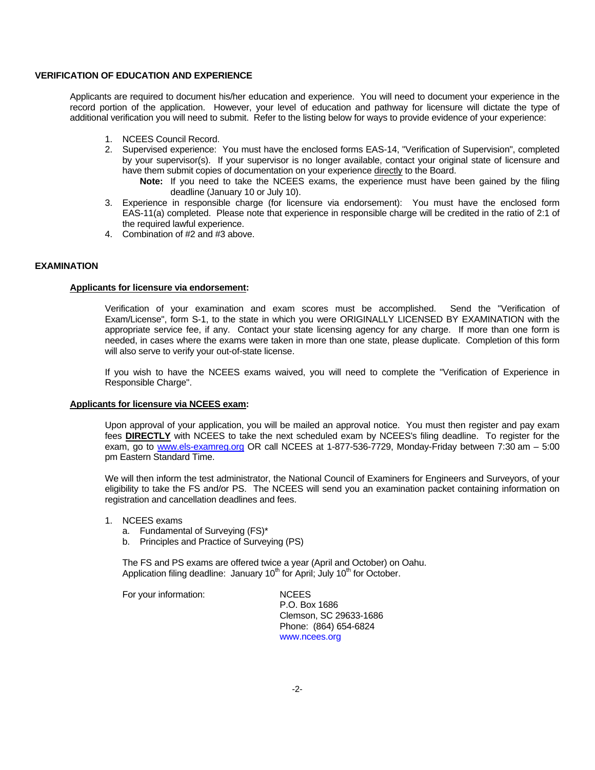## VERIFICATION OF EDUCATION AND EXPERIENCE

Applicants are required to document his/her education and experience. You will need to document your experience in the record portion of the application. However, your level of education and pathway for licensure will dictate the type of additional verification you will need to submit. Refer to the listing below for ways to provide evidence of your experience:

1. NCEES Council Record.
2. Supervised experience: You must have the enclosed forms EAS-14, "Verification of Supervision", completed by your supervisor(s). If your supervisor is no longer available, contact your original state of licensure and have them submit copies of documentation on your experience directly to the Board.
   **Note:** If you need to take the NCEES exams, the experience must have been gained by the filing deadline (January 10 or July 10).
3. Experience in responsible charge (for licensure via endorsement): You must have the enclosed form EAS-11(a) completed. Please note that experience in responsible charge will be credited in the ratio of 2:1 of the required lawful experience.
4. Combination of #2 and #3 above.

## EXAMINATION

### Applicants for licensure via endorsement:

Verification of your examination and exam scores must be accomplished. Send the "Verification of Exam/License", form S-1, to the state in which you were ORIGINALLY LICENSED BY EXAMINATION with the appropriate service fee, if any. Contact your state licensing agency for any charge. If more than one form is needed, in cases where the exams were taken in more than one state, please duplicate. Completion of this form will also serve to verify your out-of-state license.

If you wish to have the NCEES exams waived, you will need to complete the "Verification of Experience in Responsible Charge".

### Applicants for licensure via NCEES exam:

Upon approval of your application, you will be mailed an approval notice. You must then register and pay exam fees **DIRECTLY** with NCEES to take the next scheduled exam by NCEES's filing deadline. To register for the exam, go to www.els-examreg.org OR call NCEES at 1-877-536-7729, Monday-Friday between 7:30 am – 5:00 pm Eastern Standard Time.

We will then inform the test administrator, the National Council of Examiners for Engineers and Surveyors, of your eligibility to take the FS and/or PS. The NCEES will send you an examination packet containing information on registration and cancellation deadlines and fees.

1. NCEES exams
   a. Fundamental of Surveying (FS)*
   b. Principles and Practice of Surveying (PS)

   The FS and PS exams are offered twice a year (April and October) on Oahu.
   Application filing deadline: January 10th for April; July 10th for October.

   For your information:

   NCEES
   P.O. Box 1686
   Clemson, SC 29633-1686
   Phone: (864) 654-6824
   www.ncees.org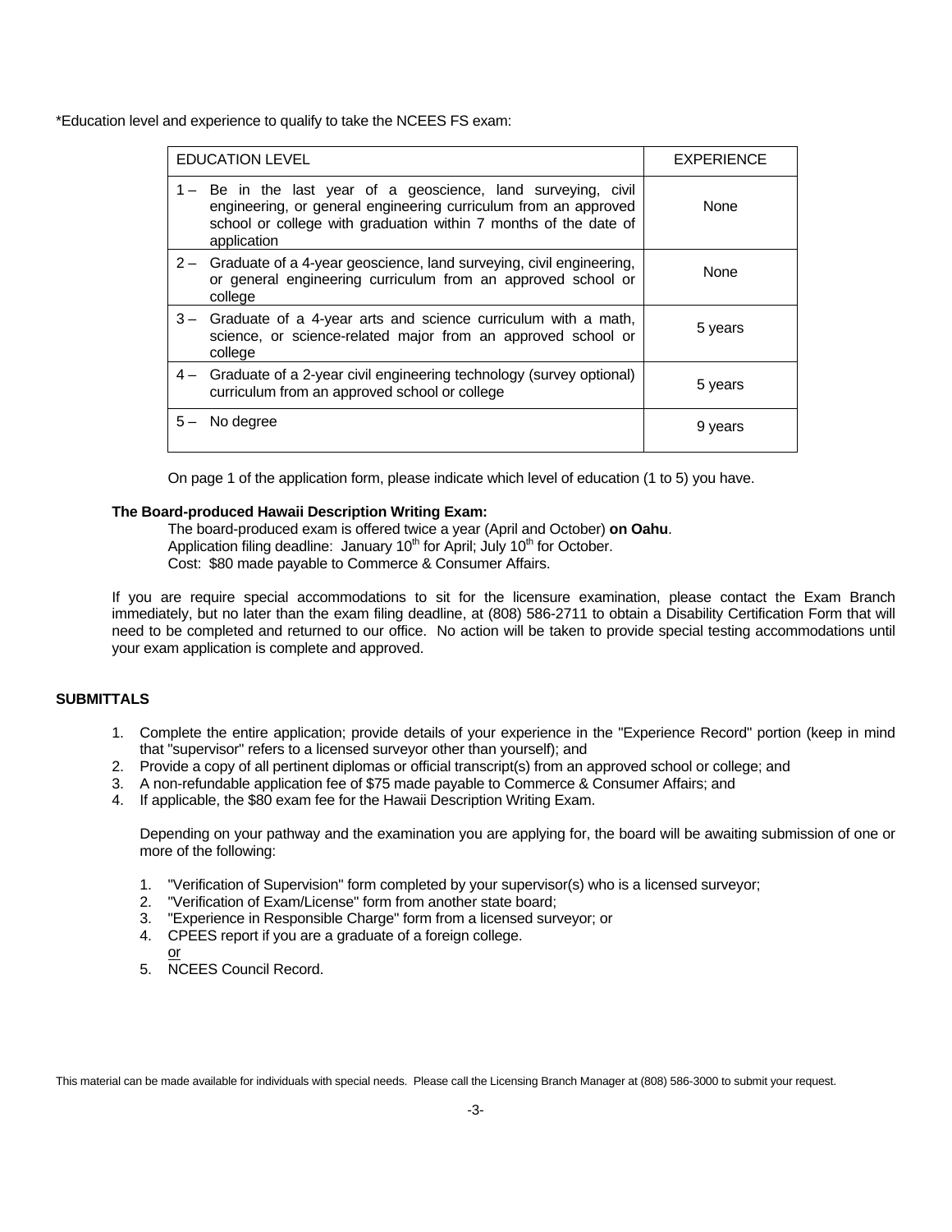*Education level and experience to qualify to take the NCEES FS exam:

| EDUCATION LEVEL | EXPERIENCE |
|---|---|
| 1 – Be in the last year of a geoscience, land surveying, civil engineering, or general engineering curriculum from an approved school or college with graduation within 7 months of the date of application | None |
| 2 – Graduate of a 4-year geoscience, land surveying, civil engineering, or general engineering curriculum from an approved school or college | None |
| 3 – Graduate of a 4-year arts and science curriculum with a math, science, or science-related major from an approved school or college | 5 years |
| 4 – Graduate of a 2-year civil engineering technology (survey optional) curriculum from an approved school or college | 5 years |
| 5 – No degree | 9 years |

On page 1 of the application form, please indicate which level of education (1 to 5) you have.

**The Board-produced Hawaii Description Writing Exam:**

The board-produced exam is offered twice a year (April and October) **on Oahu**.
Application filing deadline: January 10th for April; July 10th for October.
Cost: $80 made payable to Commerce & Consumer Affairs.

If you are require special accommodations to sit for the licensure examination, please contact the Exam Branch immediately, but no later than the exam filing deadline, at (808) 586-2711 to obtain a Disability Certification Form that will need to be completed and returned to our office. No action will be taken to provide special testing accommodations until your exam application is complete and approved.

**SUBMITTALS**

1. Complete the entire application; provide details of your experience in the "Experience Record" portion (keep in mind that "supervisor" refers to a licensed surveyor other than yourself); and
2. Provide a copy of all pertinent diplomas or official transcript(s) from an approved school or college; and
3. A non-refundable application fee of $75 made payable to Commerce & Consumer Affairs; and
4. If applicable, the $80 exam fee for the Hawaii Description Writing Exam.

Depending on your pathway and the examination you are applying for, the board will be awaiting submission of one or more of the following:

1. "Verification of Supervision" form completed by your supervisor(s) who is a licensed surveyor;
2. "Verification of Exam/License" form from another state board;
3. "Experience in Responsible Charge" form from a licensed surveyor; or
4. CPEES report if you are a graduate of a foreign college.
   or
5. NCEES Council Record.

This material can be made available for individuals with special needs. Please call the Licensing Branch Manager at (808) 586-3000 to submit your request.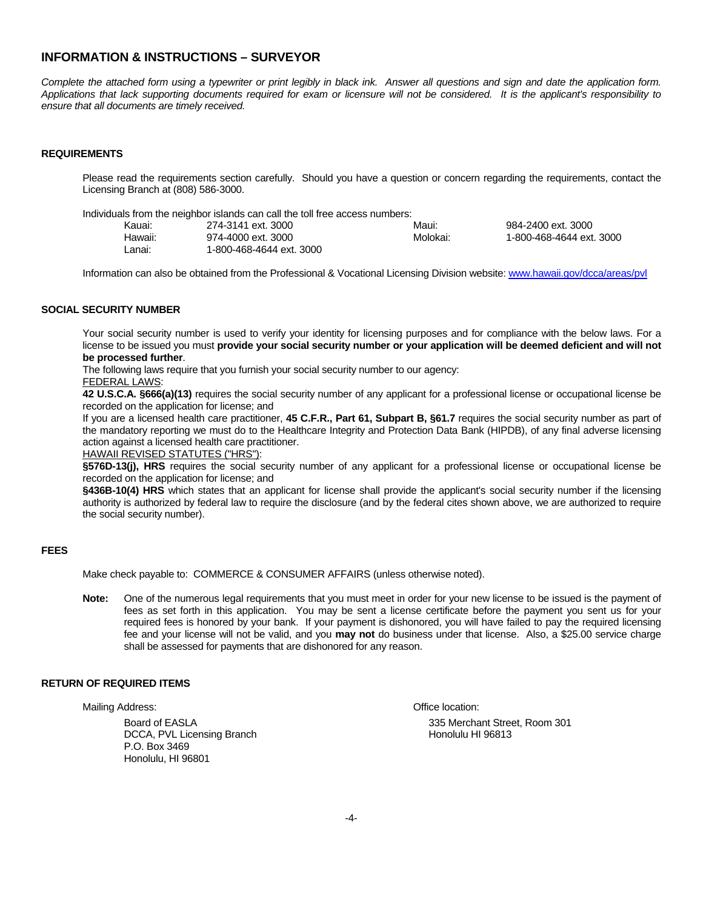## INFORMATION & INSTRUCTIONS – SURVEYOR

*Complete the attached form using a typewriter or print legibly in black ink. Answer all questions and sign and date the application form. Applications that lack supporting documents required for exam or licensure will not be considered. It is the applicant's responsibility to ensure that all documents are timely received.*

### REQUIREMENTS

Please read the requirements section carefully. Should you have a question or concern regarding the requirements, contact the Licensing Branch at (808) 586-3000.

Individuals from the neighbor islands can call the toll free access numbers:

| | | | |
|---|---|---|---|
| Kauai: | 274-3141 ext. 3000 | Maui: | 984-2400 ext. 3000 |
| Hawaii: | 974-4000 ext. 3000 | Molokai: | 1-800-468-4644 ext. 3000 |
| Lanai: | 1-800-468-4644 ext. 3000 | | |

Information can also be obtained from the Professional & Vocational Licensing Division website: www.hawaii.gov/dcca/areas/pvl

### SOCIAL SECURITY NUMBER

Your social security number is used to verify your identity for licensing purposes and for compliance with the below laws. For a license to be issued you must **provide your social security number or your application will be deemed deficient and will not be processed further**.

The following laws require that you furnish your social security number to our agency:

FEDERAL LAWS:

**42 U.S.C.A. §666(a)(13)** requires the social security number of any applicant for a professional license or occupational license be recorded on the application for license; and

If you are a licensed health care practitioner, **45 C.F.R., Part 61, Subpart B, §61.7** requires the social security number as part of the mandatory reporting we must do to the Healthcare Integrity and Protection Data Bank (HIPDB), of any final adverse licensing action against a licensed health care practitioner.

HAWAII REVISED STATUTES ("HRS"):

**§576D-13(j), HRS** requires the social security number of any applicant for a professional license or occupational license be recorded on the application for license; and

**§436B-10(4) HRS** which states that an applicant for license shall provide the applicant's social security number if the licensing authority is authorized by federal law to require the disclosure (and by the federal cites shown above, we are authorized to require the social security number).

### FEES

Make check payable to: COMMERCE & CONSUMER AFFAIRS (unless otherwise noted).

**Note:** One of the numerous legal requirements that you must meet in order for your new license to be issued is the payment of fees as set forth in this application. You may be sent a license certificate before the payment you sent us for your required fees is honored by your bank. If your payment is dishonored, you will have failed to pay the required licensing fee and your license will not be valid, and you **may not** do business under that license. Also, a $25.00 service charge shall be assessed for payments that are dishonored for any reason.

### RETURN OF REQUIRED ITEMS

Mailing Address:

Board of EASLA
DCCA, PVL Licensing Branch
P.O. Box 3469
Honolulu, HI 96801

Office location:

335 Merchant Street, Room 301
Honolulu HI 96813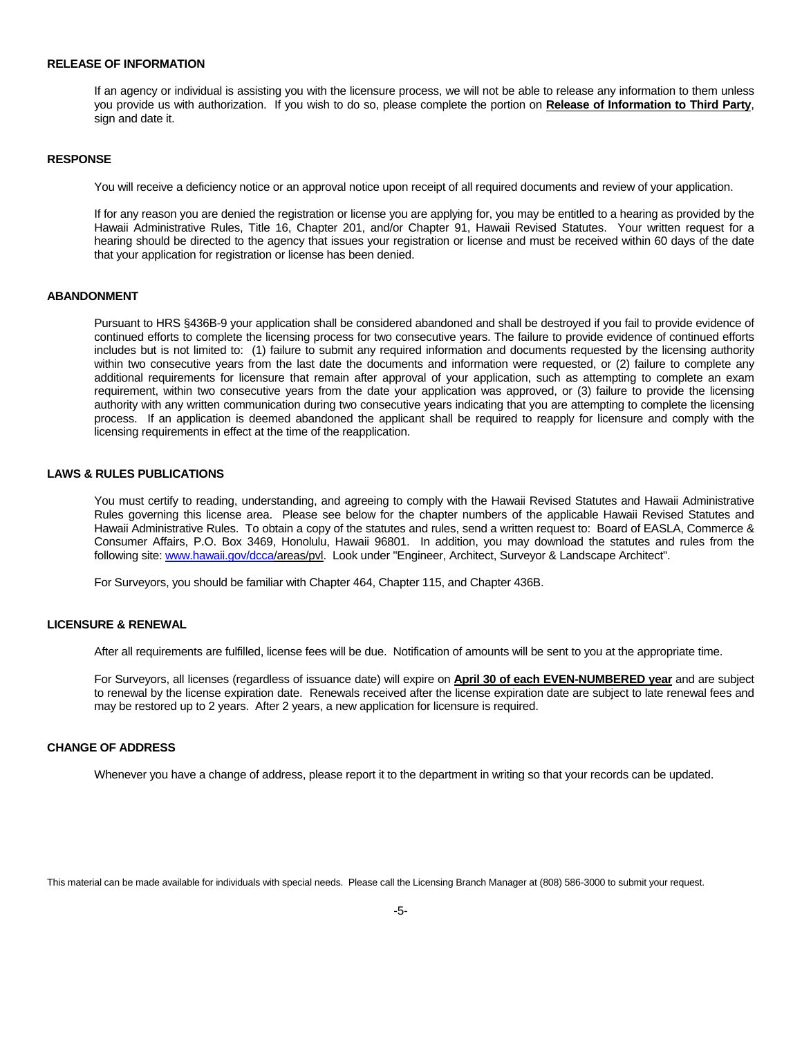## RELEASE OF INFORMATION

If an agency or individual is assisting you with the licensure process, we will not be able to release any information to them unless you provide us with authorization. If you wish to do so, please complete the portion on **Release of Information to Third Party**, sign and date it.

## RESPONSE

You will receive a deficiency notice or an approval notice upon receipt of all required documents and review of your application.

If for any reason you are denied the registration or license you are applying for, you may be entitled to a hearing as provided by the Hawaii Administrative Rules, Title 16, Chapter 201, and/or Chapter 91, Hawaii Revised Statutes. Your written request for a hearing should be directed to the agency that issues your registration or license and must be received within 60 days of the date that your application for registration or license has been denied.

## ABANDONMENT

Pursuant to HRS §436B-9 your application shall be considered abandoned and shall be destroyed if you fail to provide evidence of continued efforts to complete the licensing process for two consecutive years. The failure to provide evidence of continued efforts includes but is not limited to: (1) failure to submit any required information and documents requested by the licensing authority within two consecutive years from the last date the documents and information were requested, or (2) failure to complete any additional requirements for licensure that remain after approval of your application, such as attempting to complete an exam requirement, within two consecutive years from the date your application was approved, or (3) failure to provide the licensing authority with any written communication during two consecutive years indicating that you are attempting to complete the licensing process. If an application is deemed abandoned the applicant shall be required to reapply for licensure and comply with the licensing requirements in effect at the time of the reapplication.

## LAWS & RULES PUBLICATIONS

You must certify to reading, understanding, and agreeing to comply with the Hawaii Revised Statutes and Hawaii Administrative Rules governing this license area. Please see below for the chapter numbers of the applicable Hawaii Revised Statutes and Hawaii Administrative Rules. To obtain a copy of the statutes and rules, send a written request to: Board of EASLA, Commerce & Consumer Affairs, P.O. Box 3469, Honolulu, Hawaii 96801. In addition, you may download the statutes and rules from the following site: www.hawaii.gov/dcca/areas/pvl. Look under "Engineer, Architect, Surveyor & Landscape Architect".

For Surveyors, you should be familiar with Chapter 464, Chapter 115, and Chapter 436B.

## LICENSURE & RENEWAL

After all requirements are fulfilled, license fees will be due. Notification of amounts will be sent to you at the appropriate time.

For Surveyors, all licenses (regardless of issuance date) will expire on **April 30 of each EVEN-NUMBERED year** and are subject to renewal by the license expiration date. Renewals received after the license expiration date are subject to late renewal fees and may be restored up to 2 years. After 2 years, a new application for licensure is required.

## CHANGE OF ADDRESS

Whenever you have a change of address, please report it to the department in writing so that your records can be updated.

This material can be made available for individuals with special needs. Please call the Licensing Branch Manager at (808) 586-3000 to submit your request.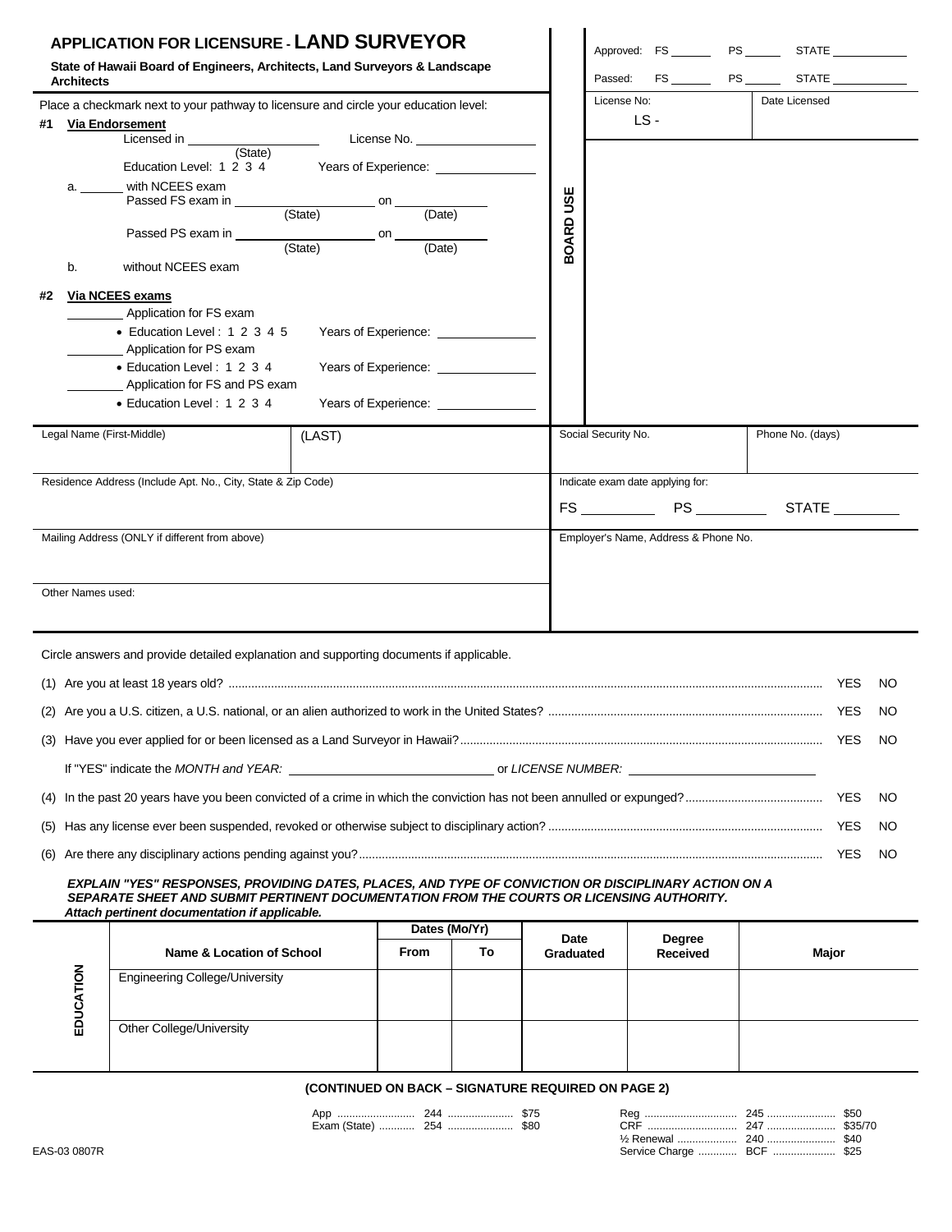# APPLICATION FOR LICENSURE - LAND SURVEYOR

**State of Hawaii Board of Engineers, Architects, Land Surveyors & Landscape Architects**

Place a checkmark next to your pathway to licensure and circle your education level:

**#1 Via Endorsement**

Licensed in ______________ (State) License No. ______________

Education Level: 1 2 3 4 Years of Experience: ______________

a. ______ with NCEES exam

Passed FS exam in ______________ (State) on ______________ (Date)

Passed PS exam in ______________ (State) on ______________ (Date)

b. without NCEES exam

**#2 Via NCEES exams**

________ Application for FS exam

- Education Level : 1 2 3 4 5 Years of Experience: ______________

________ Application for PS exam

- Education Level : 1 2 3 4 Years of Experience: ______________

________ Application for FS and PS exam

- Education Level : 1 2 3 4 Years of Experience: ______________

**BOARD USE**

Approved: FS ______ PS ______ STATE ______

Passed: FS ______ PS ______ STATE ______

| License No: | Date Licensed |
|---|---|
| LS - | |

| Legal Name (First-Middle) | (LAST) | Social Security No. | Phone No. (days) |
|---|---|---|---|
| | | | |

| Residence Address (Include Apt. No., City, State & Zip Code) | Indicate exam date applying for: FS ______ PS ______ STATE ______ |
|---|---|
| Mailing Address (ONLY if different from above) | Employer's Name, Address & Phone No. |
| Other Names used: | |

Circle answers and provide detailed explanation and supporting documents if applicable.

(1) Are you at least 18 years old? ...... YES NO

(2) Are you a U.S. citizen, a U.S. national, or an alien authorized to work in the United States? ...... YES NO

(3) Have you ever applied for or been licensed as a Land Surveyor in Hawaii? ...... YES NO

If "YES" indicate the *MONTH and YEAR:* ______________ or *LICENSE NUMBER:* ______________

(4) In the past 20 years have you been convicted of a crime in which the conviction has not been annulled or expunged? ...... YES NO

(5) Has any license ever been suspended, revoked or otherwise subject to disciplinary action? ...... YES NO

(6) Are there any disciplinary actions pending against you? ...... YES NO

***EXPLAIN "YES" RESPONSES, PROVIDING DATES, PLACES, AND TYPE OF CONVICTION OR DISCIPLINARY ACTION ON A SEPARATE SHEET AND SUBMIT PERTINENT DOCUMENTATION FROM THE COURTS OR LICENSING AUTHORITY. Attach pertinent documentation if applicable.***

| EDUCATION | Name & Location of School | Dates (Mo/Yr) From | Dates (Mo/Yr) To | Date Graduated | Degree Received | Major |
|---|---|---|---|---|---|---|
| | Engineering College/University | | | | | |
| | Other College/University | | | | | |

**(CONTINUED ON BACK – SIGNATURE REQUIRED ON PAGE 2)**

| | | |
|---|---|---|
| App | 244 | $75 |
| Exam (State) | 254 | $80 |

| | | |
|---|---|---|
| Reg | 245 | $50 |
| CRF | 247 | $35/70 |
| ½ Renewal | 240 | $40 |
| Service Charge | BCF | $25 |

EAS-03 0807R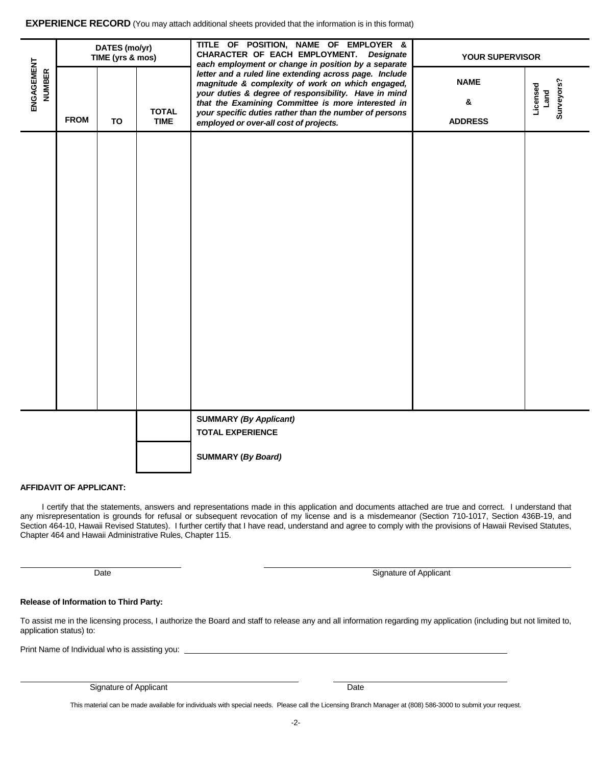**EXPERIENCE RECORD** (You may attach additional sheets provided that the information is in this format)

| ENGAGEMENT NUMBER | DATES (mo/yr) TIME (yrs & mos) | | | TITLE OF POSITION, NAME OF EMPLOYER & CHARACTER OF EACH EMPLOYMENT. *Designate each employment or change in position by a separate letter and a ruled line extending across page. Include magnitude & complexity of work on which engaged, your duties & degree of responsibility. Have in mind that the Examining Committee is more interested in your specific duties rather than the number of persons employed or over-all cost of projects.* | YOUR SUPERVISOR | |
|---|---|---|---|---|---|---|
| | FROM | TO | TOTAL TIME | | NAME & ADDRESS | Licensed Land Surveyors? |
| | | | | | | |
| | | | | **SUMMARY *(By Applicant)*** **TOTAL EXPERIENCE** | | |
| | | | | **SUMMARY (*By Board)*** | | |

**AFFIDAVIT OF APPLICANT:**

I certify that the statements, answers and representations made in this application and documents attached are true and correct. I understand that any misrepresentation is grounds for refusal or subsequent revocation of my license and is a misdemeanor (Section 710-1017, Section 436B-19, and Section 464-10, Hawaii Revised Statutes). I further certify that I have read, understand and agree to comply with the provisions of Hawaii Revised Statutes, Chapter 464 and Hawaii Administrative Rules, Chapter 115.

\_\_\_\_\_\_\_\_\_\_\_\_\_\_\_\_\_\_\_\_\_\_\_\_ Date

\_\_\_\_\_\_\_\_\_\_\_\_\_\_\_\_\_\_\_\_\_\_\_\_ Signature of Applicant

**Release of Information to Third Party:**

To assist me in the licensing process, I authorize the Board and staff to release any and all information regarding my application (including but not limited to, application status) to:

Print Name of Individual who is assisting you: \_\_\_\_\_\_\_\_\_\_\_\_\_\_\_\_\_\_\_\_\_\_\_\_

\_\_\_\_\_\_\_\_\_\_\_\_\_\_\_\_\_\_\_\_\_\_\_\_ Signature of Applicant

\_\_\_\_\_\_\_\_\_\_\_\_\_\_\_\_\_\_\_\_\_\_\_\_ Date

This material can be made available for individuals with special needs. Please call the Licensing Branch Manager at (808) 586-3000 to submit your request.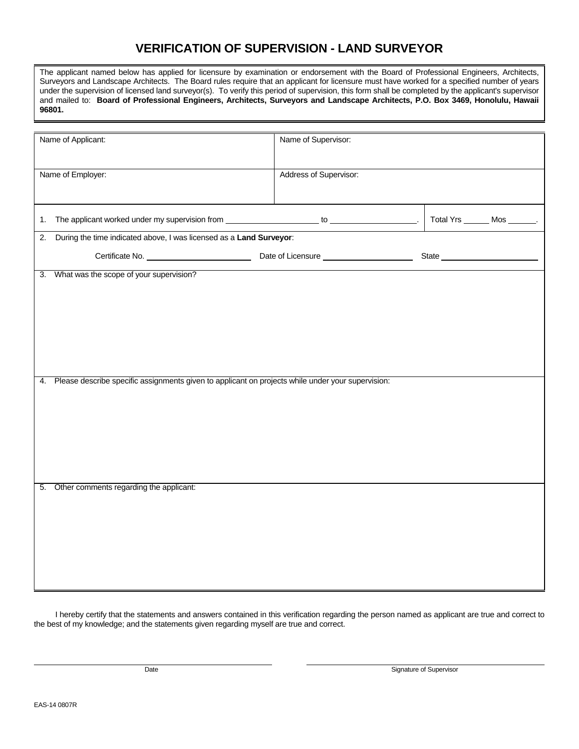# VERIFICATION OF SUPERVISION - LAND SURVEYOR

The applicant named below has applied for licensure by examination or endorsement with the Board of Professional Engineers, Architects, Surveyors and Landscape Architects. The Board rules require that an applicant for licensure must have worked for a specified number of years under the supervision of licensed land surveyor(s). To verify this period of supervision, this form shall be completed by the applicant's supervisor and mailed to: **Board of Professional Engineers, Architects, Surveyors and Landscape Architects, P.O. Box 3469, Honolulu, Hawaii 96801.**

| Name of Applicant: | Name of Supervisor: |
|---|---|
| Name of Employer: | Address of Supervisor: |

1. The applicant worked under my supervision from ____________________ to ____________________. Total Yrs ______ Mos ______.

2. During the time indicated above, I was licensed as a **Land Surveyor**:

   Certificate No. ______________________ Date of Licensure ____________________ State ______________________

3. What was the scope of your supervision?

4. Please describe specific assignments given to applicant on projects while under your supervision:

5. Other comments regarding the applicant:

I hereby certify that the statements and answers contained in this verification regarding the person named as applicant are true and correct to the best of my knowledge; and the statements given regarding myself are true and correct.

______________________________ Date

______________________________ Signature of Supervisor

EAS-14 0807R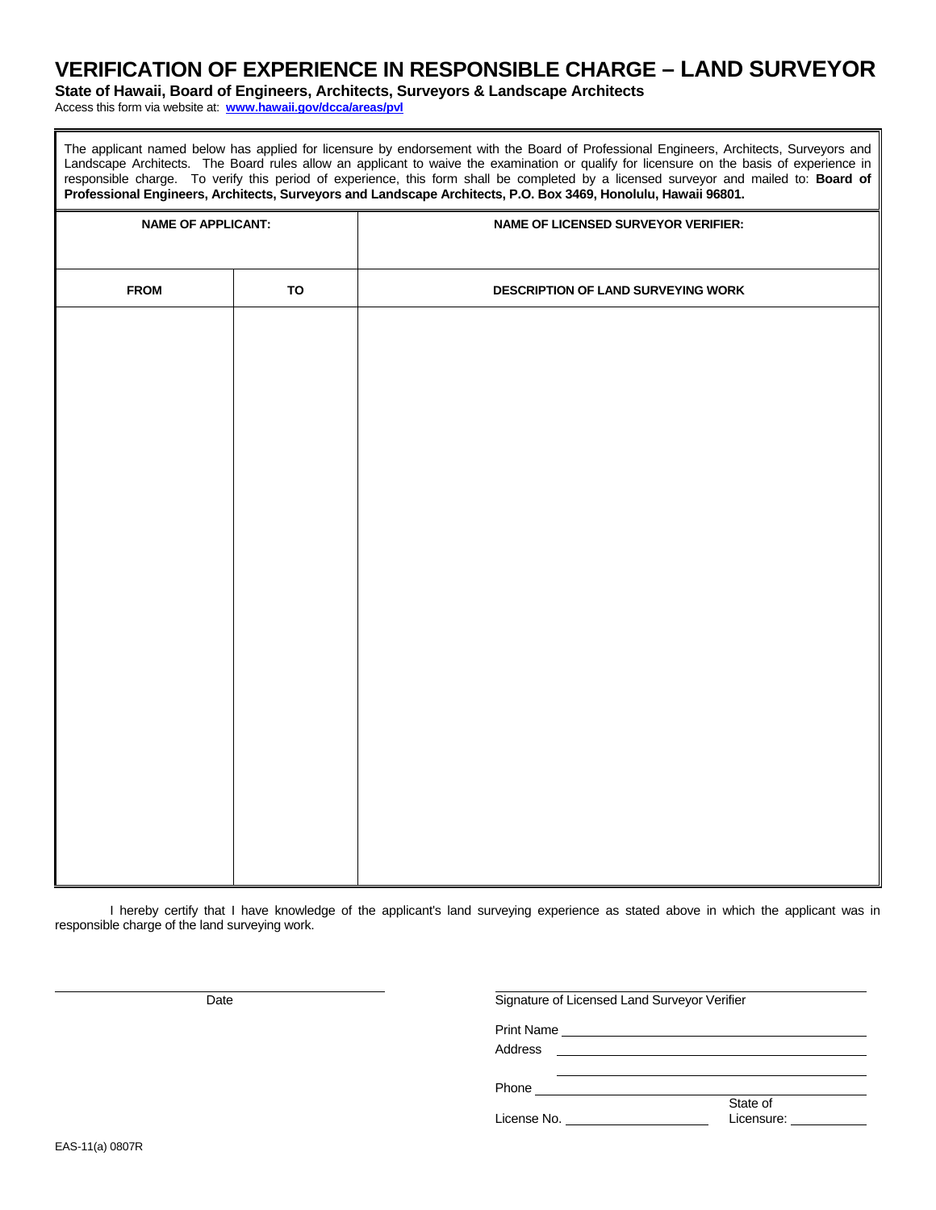# VERIFICATION OF EXPERIENCE IN RESPONSIBLE CHARGE – LAND SURVEYOR

**State of Hawaii, Board of Engineers, Architects, Surveyors & Landscape Architects**

Access this form via website at: **www.hawaii.gov/dcca/areas/pvl**

The applicant named below has applied for licensure by endorsement with the Board of Professional Engineers, Architects, Surveyors and Landscape Architects. The Board rules allow an applicant to waive the examination or qualify for licensure on the basis of experience in responsible charge. To verify this period of experience, this form shall be completed by a licensed surveyor and mailed to: **Board of Professional Engineers, Architects, Surveyors and Landscape Architects, P.O. Box 3469, Honolulu, Hawaii 96801.**

| NAME OF APPLICANT: | | NAME OF LICENSED SURVEYOR VERIFIER: |
|---|---|---|
| **FROM** | **TO** | **DESCRIPTION OF LAND SURVEYING WORK** |
| | | |

I hereby certify that I have knowledge of the applicant's land surveying experience as stated above in which the applicant was in responsible charge of the land surveying work.

\_\_\_\_\_\_\_\_\_\_\_\_\_\_\_\_\_\_\_\_\_\_\_\_\_\_\_\_\_\_
Date

\_\_\_\_\_\_\_\_\_\_\_\_\_\_\_\_\_\_\_\_\_\_\_\_\_\_\_\_\_\_
Signature of Licensed Land Surveyor Verifier

Print Name \_\_\_\_\_\_\_\_\_\_\_\_\_\_\_\_\_\_\_\_\_\_\_\_\_\_\_\_\_\_

Address \_\_\_\_\_\_\_\_\_\_\_\_\_\_\_\_\_\_\_\_\_\_\_\_\_\_\_\_\_\_

\_\_\_\_\_\_\_\_\_\_\_\_\_\_\_\_\_\_\_\_\_\_\_\_\_\_\_\_\_\_

Phone \_\_\_\_\_\_\_\_\_\_\_\_\_\_\_\_\_\_\_\_\_\_\_\_\_\_\_\_\_\_

License No. \_\_\_\_\_\_\_\_\_\_\_\_\_\_\_ State of Licensure: \_\_\_\_\_\_\_\_\_\_

EAS-11(a) 0807R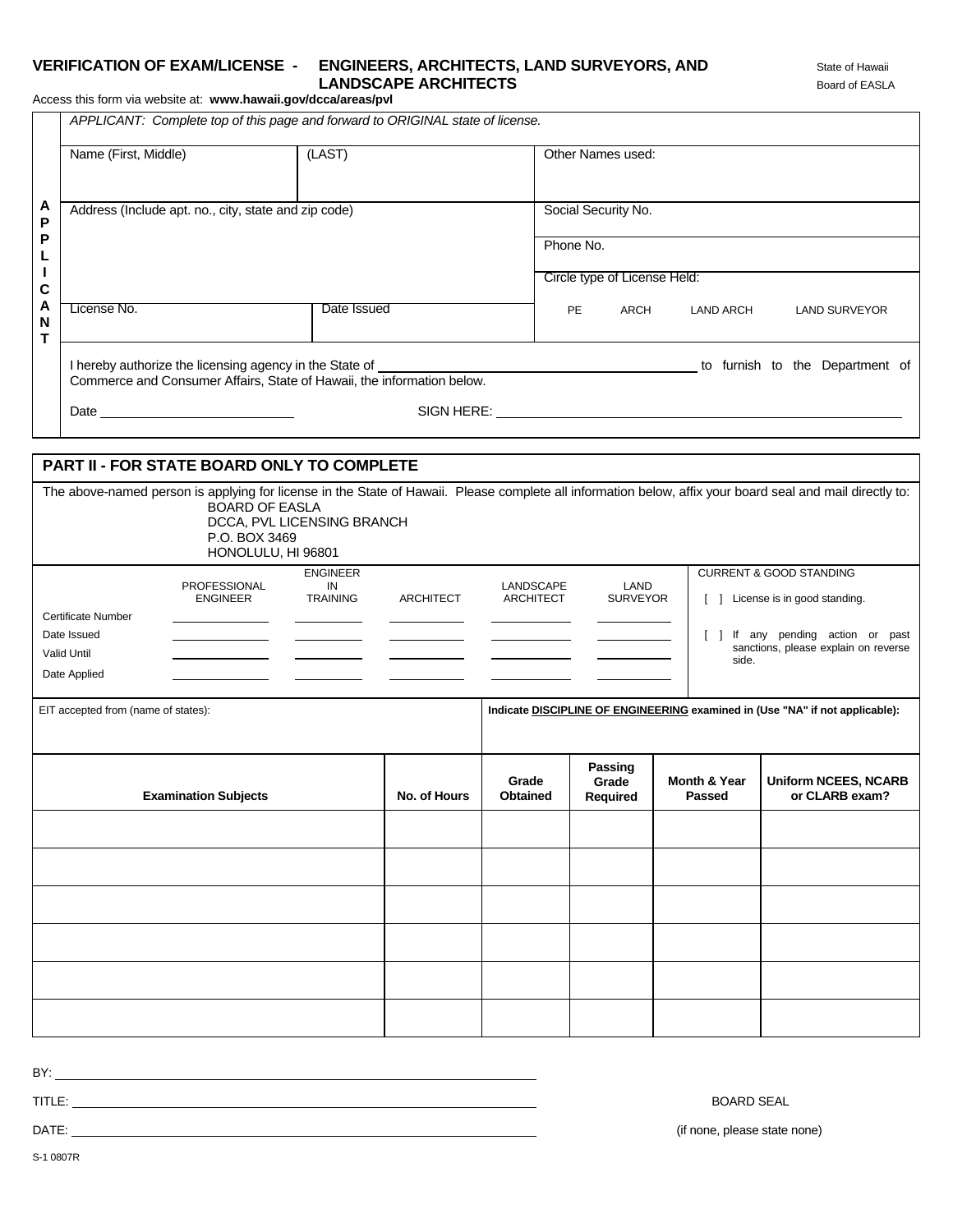## VERIFICATION OF EXAM/LICENSE - ENGINEERS, ARCHITECTS, LAND SURVEYORS, AND LANDSCAPE ARCHITECTS

State of Hawaii
Board of EASLA

Access this form via website at: **www.hawaii.gov/dcca/areas/pvl**

**APPLICANT**

*APPLICANT: Complete top of this page and forward to ORIGINAL state of license.*

| | | |
|---|---|---|
| Name (First, Middle) | (LAST) | Other Names used: |
| Address (Include apt. no., city, state and zip code) | | Social Security No. |
| | | Phone No. |
| | | Circle type of License Held: |
| License No. | Date Issued | PE ARCH LAND ARCH LAND SURVEYOR |

I hereby authorize the licensing agency in the State of ______________________ to furnish to the Department of Commerce and Consumer Affairs, State of Hawaii, the information below.

Date ______________ SIGN HERE: ______________________________

### PART II - FOR STATE BOARD ONLY TO COMPLETE

The above-named person is applying for license in the State of Hawaii. Please complete all information below, affix your board seal and mail directly to:

BOARD OF EASLA
DCCA, PVL LICENSING BRANCH
P.O. BOX 3469
HONOLULU, HI 96801

| | PROFESSIONAL ENGINEER | ENGINEER IN TRAINING | ARCHITECT | LANDSCAPE ARCHITECT | LAND SURVEYOR |
|---|---|---|---|---|---|
| Certificate Number | | | | | |
| Date Issued | | | | | |
| Valid Until | | | | | |
| Date Applied | | | | | |

CURRENT & GOOD STANDING

[ ] License is in good standing.

[ ] If any pending action or past sanctions, please explain on reverse side.

EIT accepted from (name of states):

**Indicate DISCIPLINE OF ENGINEERING examined in (Use "NA" if not applicable):**

| Examination Subjects | No. of Hours | Grade Obtained | Passing Grade Required | Month & Year Passed | Uniform NCEES, NCARB or CLARB exam? |
|---|---|---|---|---|---|
| | | | | | |
| | | | | | |
| | | | | | |
| | | | | | |
| | | | | | |
| | | | | | |

BY: ______________________________

TITLE: ______________________________

DATE: ______________________________

BOARD SEAL

(if none, please state none)

S-1 0807R